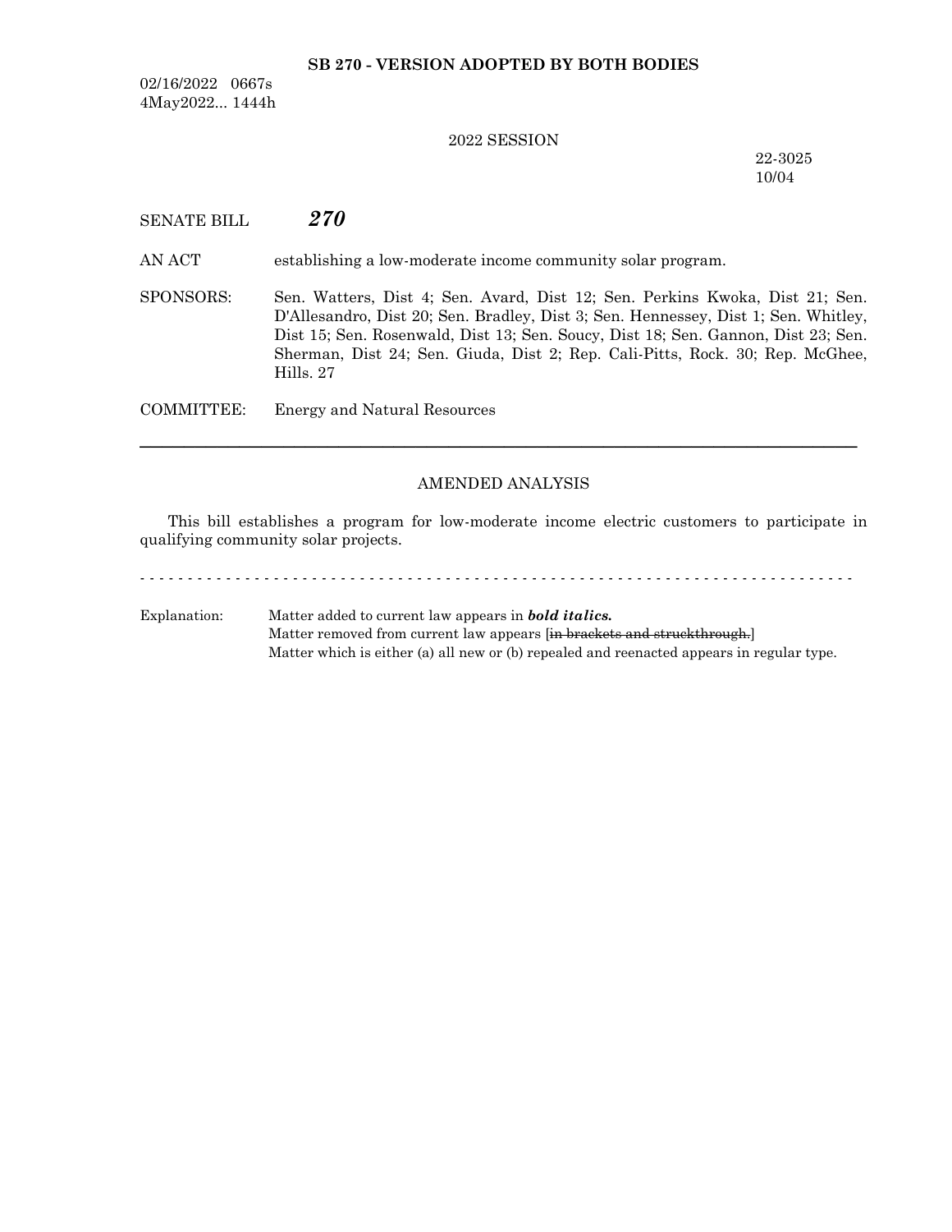**SB 270 - VERSION ADOPTED BY BOTH BODIES**

02/16/2022 0667s
4May2022... 1444h

2022 SESSION

22-3025
10/04

SENATE BILL ***270***

AN ACT establishing a low-moderate income community solar program.

SPONSORS: Sen. Watters, Dist 4; Sen. Avard, Dist 12; Sen. Perkins Kwoka, Dist 21; Sen. D'Allesandro, Dist 20; Sen. Bradley, Dist 3; Sen. Hennessey, Dist 1; Sen. Whitley, Dist 15; Sen. Rosenwald, Dist 13; Sen. Soucy, Dist 18; Sen. Gannon, Dist 23; Sen. Sherman, Dist 24; Sen. Giuda, Dist 2; Rep. Cali-Pitts, Rock. 30; Rep. McGhee, Hills. 27

COMMITTEE: Energy and Natural Resources

---

AMENDED ANALYSIS

This bill establishes a program for low-moderate income electric customers to participate in qualifying community solar projects.

- - - - - - - - - - - - - - - - - - - - - - - - - - - - - - - - - - - - - - - - - - - - - - - - - - - - - - - - - - - - - - - - - - - - - - - - - -

Explanation: Matter added to current law appears in ***bold italics.***
Matter removed from current law appears [~~in brackets and struckthrough.~~]
Matter which is either (a) all new or (b) repealed and reenacted appears in regular type.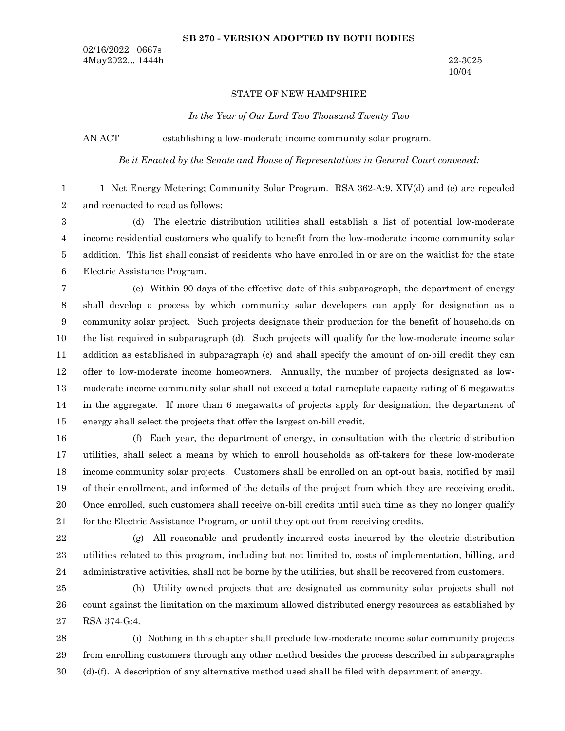**SB 270 - VERSION ADOPTED BY BOTH BODIES**

02/16/2022 0667s
4May2022... 1444h

22-3025
10/04

STATE OF NEW HAMPSHIRE

*In the Year of Our Lord Two Thousand Twenty Two*

AN ACT establishing a low-moderate income community solar program.

*Be it Enacted by the Senate and House of Representatives in General Court convened:*

1 Net Energy Metering; Community Solar Program. RSA 362-A:9, XIV(d) and (e) are repealed and reenacted to read as follows:

(d) The electric distribution utilities shall establish a list of potential low-moderate income residential customers who qualify to benefit from the low-moderate income community solar addition. This list shall consist of residents who have enrolled in or are on the waitlist for the state Electric Assistance Program.

(e) Within 90 days of the effective date of this subparagraph, the department of energy shall develop a process by which community solar developers can apply for designation as a community solar project. Such projects designate their production for the benefit of households on the list required in subparagraph (d). Such projects will qualify for the low-moderate income solar addition as established in subparagraph (c) and shall specify the amount of on-bill credit they can offer to low-moderate income homeowners. Annually, the number of projects designated as low-moderate income community solar shall not exceed a total nameplate capacity rating of 6 megawatts in the aggregate. If more than 6 megawatts of projects apply for designation, the department of energy shall select the projects that offer the largest on-bill credit.

(f) Each year, the department of energy, in consultation with the electric distribution utilities, shall select a means by which to enroll households as off-takers for these low-moderate income community solar projects. Customers shall be enrolled on an opt-out basis, notified by mail of their enrollment, and informed of the details of the project from which they are receiving credit. Once enrolled, such customers shall receive on-bill credits until such time as they no longer qualify for the Electric Assistance Program, or until they opt out from receiving credits.

(g) All reasonable and prudently-incurred costs incurred by the electric distribution utilities related to this program, including but not limited to, costs of implementation, billing, and administrative activities, shall not be borne by the utilities, but shall be recovered from customers.

(h) Utility owned projects that are designated as community solar projects shall not count against the limitation on the maximum allowed distributed energy resources as established by RSA 374-G:4.

(i) Nothing in this chapter shall preclude low-moderate income solar community projects from enrolling customers through any other method besides the process described in subparagraphs (d)-(f). A description of any alternative method used shall be filed with department of energy.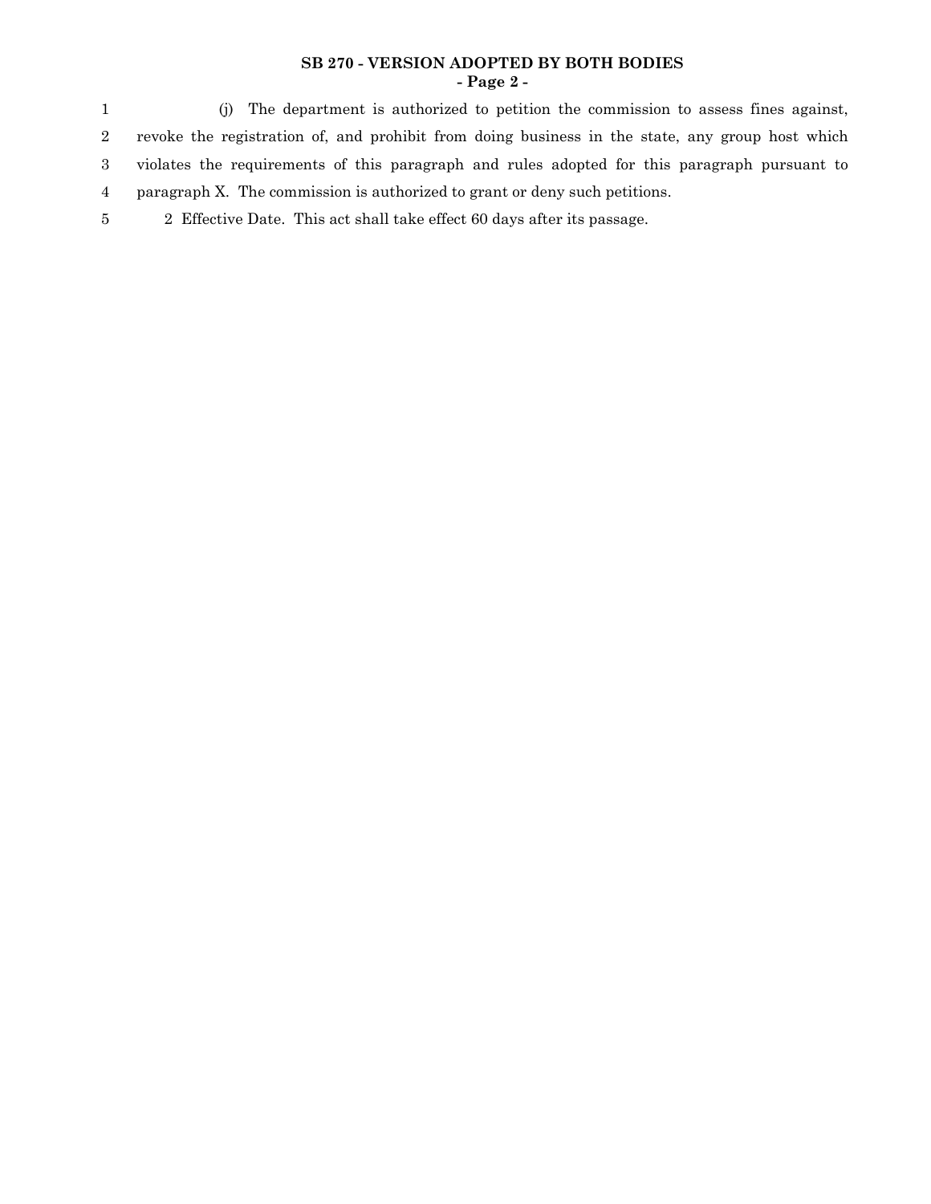(j) The department is authorized to petition the commission to assess fines against, revoke the registration of, and prohibit from doing business in the state, any group host which violates the requirements of this paragraph and rules adopted for this paragraph pursuant to paragraph X. The commission is authorized to grant or deny such petitions.

2 Effective Date. This act shall take effect 60 days after its passage.